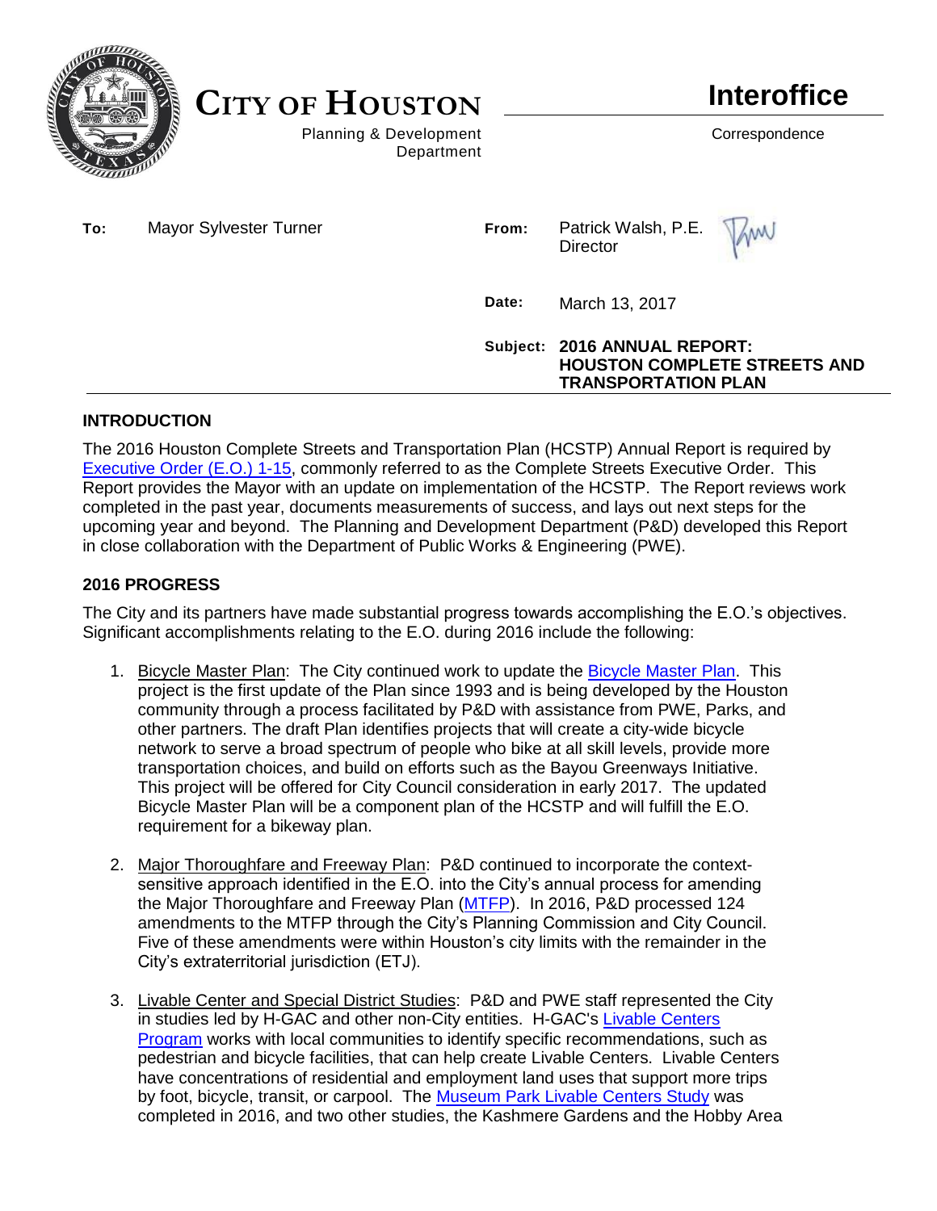# CITY OF HOUSTON

Planning & Development Department

## Interoffice

Correspondence

**To:** Mayor Sylvester Turner

**From:** Patrick Walsh, P.E.
Director

**Date:** March 13, 2017

**Subject:** **2016 ANNUAL REPORT: HOUSTON COMPLETE STREETS AND TRANSPORTATION PLAN**

---

### INTRODUCTION

The 2016 Houston Complete Streets and Transportation Plan (HCSTP) Annual Report is required by Executive Order (E.O.) 1-15, commonly referred to as the Complete Streets Executive Order. This Report provides the Mayor with an update on implementation of the HCSTP. The Report reviews work completed in the past year, documents measurements of success, and lays out next steps for the upcoming year and beyond. The Planning and Development Department (P&D) developed this Report in close collaboration with the Department of Public Works & Engineering (PWE).

### 2016 PROGRESS

The City and its partners have made substantial progress towards accomplishing the E.O.'s objectives. Significant accomplishments relating to the E.O. during 2016 include the following:

1. Bicycle Master Plan: The City continued work to update the Bicycle Master Plan. This project is the first update of the Plan since 1993 and is being developed by the Houston community through a process facilitated by P&D with assistance from PWE, Parks, and other partners. The draft Plan identifies projects that will create a city-wide bicycle network to serve a broad spectrum of people who bike at all skill levels, provide more transportation choices, and build on efforts such as the Bayou Greenways Initiative. This project will be offered for City Council consideration in early 2017. The updated Bicycle Master Plan will be a component plan of the HCSTP and will fulfill the E.O. requirement for a bikeway plan.

2. Major Thoroughfare and Freeway Plan: P&D continued to incorporate the context-sensitive approach identified in the E.O. into the City's annual process for amending the Major Thoroughfare and Freeway Plan (MTFP). In 2016, P&D processed 124 amendments to the MTFP through the City's Planning Commission and City Council. Five of these amendments were within Houston's city limits with the remainder in the City's extraterritorial jurisdiction (ETJ).

3. Livable Center and Special District Studies: P&D and PWE staff represented the City in studies led by H-GAC and other non-City entities. H-GAC's Livable Centers Program works with local communities to identify specific recommendations, such as pedestrian and bicycle facilities, that can help create Livable Centers. Livable Centers have concentrations of residential and employment land uses that support more trips by foot, bicycle, transit, or carpool. The Museum Park Livable Centers Study was completed in 2016, and two other studies, the Kashmere Gardens and the Hobby Area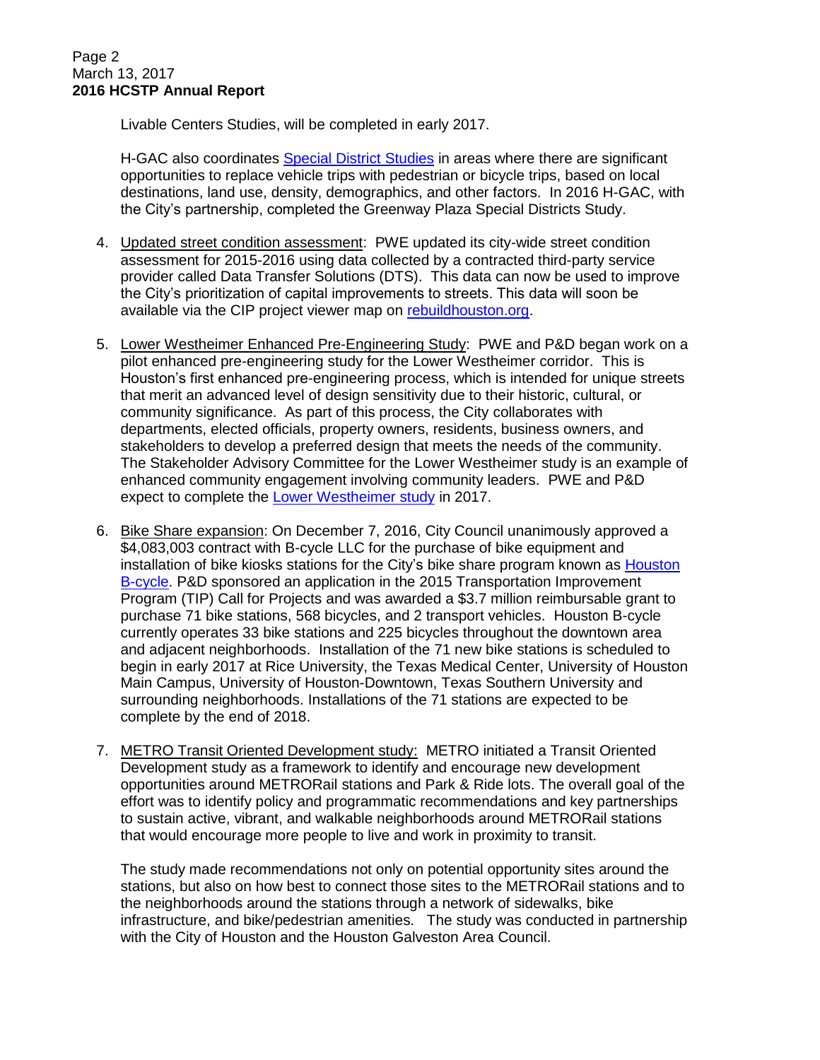Livable Centers Studies, will be completed in early 2017.

H-GAC also coordinates Special District Studies in areas where there are significant opportunities to replace vehicle trips with pedestrian or bicycle trips, based on local destinations, land use, density, demographics, and other factors. In 2016 H-GAC, with the City's partnership, completed the Greenway Plaza Special Districts Study.

4. Updated street condition assessment: PWE updated its city-wide street condition assessment for 2015-2016 using data collected by a contracted third-party service provider called Data Transfer Solutions (DTS). This data can now be used to improve the City's prioritization of capital improvements to streets. This data will soon be available via the CIP project viewer map on rebuildhouston.org.

5. Lower Westheimer Enhanced Pre-Engineering Study: PWE and P&D began work on a pilot enhanced pre-engineering study for the Lower Westheimer corridor. This is Houston's first enhanced pre-engineering process, which is intended for unique streets that merit an advanced level of design sensitivity due to their historic, cultural, or community significance. As part of this process, the City collaborates with departments, elected officials, property owners, residents, business owners, and stakeholders to develop a preferred design that meets the needs of the community. The Stakeholder Advisory Committee for the Lower Westheimer study is an example of enhanced community engagement involving community leaders. PWE and P&D expect to complete the Lower Westheimer study in 2017.

6. Bike Share expansion: On December 7, 2016, City Council unanimously approved a $4,083,003 contract with B-cycle LLC for the purchase of bike equipment and installation of bike kiosks stations for the City's bike share program known as Houston B-cycle. P&D sponsored an application in the 2015 Transportation Improvement Program (TIP) Call for Projects and was awarded a $3.7 million reimbursable grant to purchase 71 bike stations, 568 bicycles, and 2 transport vehicles. Houston B-cycle currently operates 33 bike stations and 225 bicycles throughout the downtown area and adjacent neighborhoods. Installation of the 71 new bike stations is scheduled to begin in early 2017 at Rice University, the Texas Medical Center, University of Houston Main Campus, University of Houston-Downtown, Texas Southern University and surrounding neighborhoods. Installations of the 71 stations are expected to be complete by the end of 2018.

7. METRO Transit Oriented Development study: METRO initiated a Transit Oriented Development study as a framework to identify and encourage new development opportunities around METRORail stations and Park & Ride lots. The overall goal of the effort was to identify policy and programmatic recommendations and key partnerships to sustain active, vibrant, and walkable neighborhoods around METRORail stations that would encourage more people to live and work in proximity to transit.

   The study made recommendations not only on potential opportunity sites around the stations, but also on how best to connect those sites to the METRORail stations and to the neighborhoods around the stations through a network of sidewalks, bike infrastructure, and bike/pedestrian amenities. The study was conducted in partnership with the City of Houston and the Houston Galveston Area Council.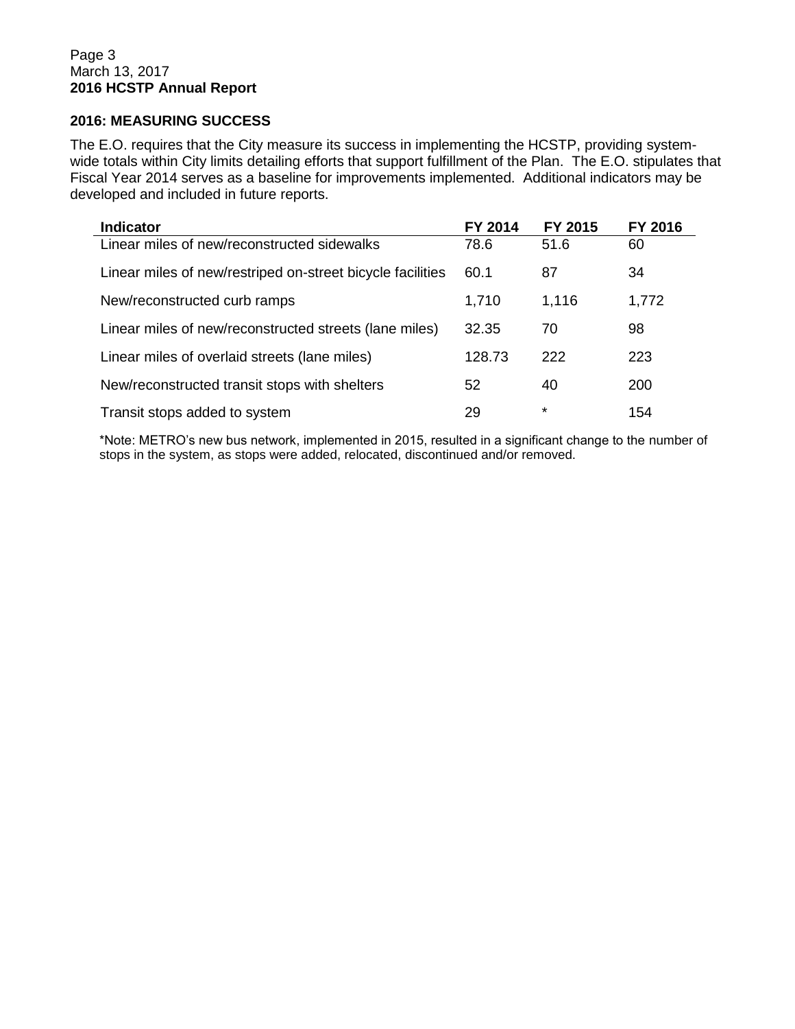## 2016: MEASURING SUCCESS

The E.O. requires that the City measure its success in implementing the HCSTP, providing system-wide totals within City limits detailing efforts that support fulfillment of the Plan. The E.O. stipulates that Fiscal Year 2014 serves as a baseline for improvements implemented. Additional indicators may be developed and included in future reports.

| Indicator | FY 2014 | FY 2015 | FY 2016 |
|---|---|---|---|
| Linear miles of new/reconstructed sidewalks | 78.6 | 51.6 | 60 |
| Linear miles of new/restriped on-street bicycle facilities | 60.1 | 87 | 34 |
| New/reconstructed curb ramps | 1,710 | 1,116 | 1,772 |
| Linear miles of new/reconstructed streets (lane miles) | 32.35 | 70 | 98 |
| Linear miles of overlaid streets (lane miles) | 128.73 | 222 | 223 |
| New/reconstructed transit stops with shelters | 52 | 40 | 200 |
| Transit stops added to system | 29 | * | 154 |

*Note: METRO's new bus network, implemented in 2015, resulted in a significant change to the number of stops in the system, as stops were added, relocated, discontinued and/or removed.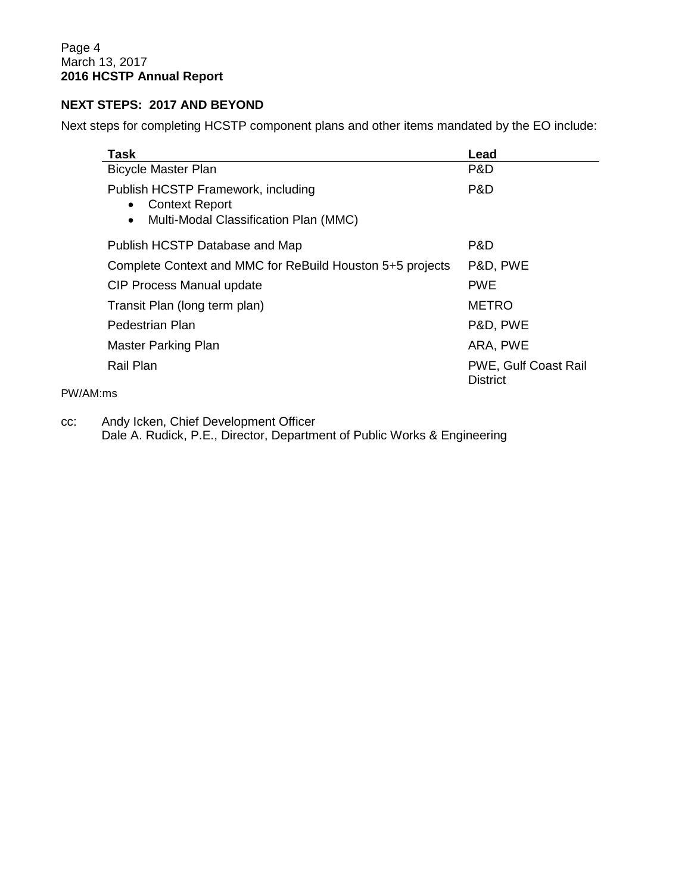## NEXT STEPS: 2017 AND BEYOND

Next steps for completing HCSTP component plans and other items mandated by the EO include:

| Task | Lead |
|---|---|
| Bicycle Master Plan | P&D |
| Publish HCSTP Framework, including<br>• Context Report<br>• Multi-Modal Classification Plan (MMC) | P&D |
| Publish HCSTP Database and Map | P&D |
| Complete Context and MMC for ReBuild Houston 5+5 projects | P&D, PWE |
| CIP Process Manual update | PWE |
| Transit Plan (long term plan) | METRO |
| Pedestrian Plan | P&D, PWE |
| Master Parking Plan | ARA, PWE |
| Rail Plan | PWE, Gulf Coast Rail District |

PW/AM:ms

cc: Andy Icken, Chief Development Officer
Dale A. Rudick, P.E., Director, Department of Public Works & Engineering